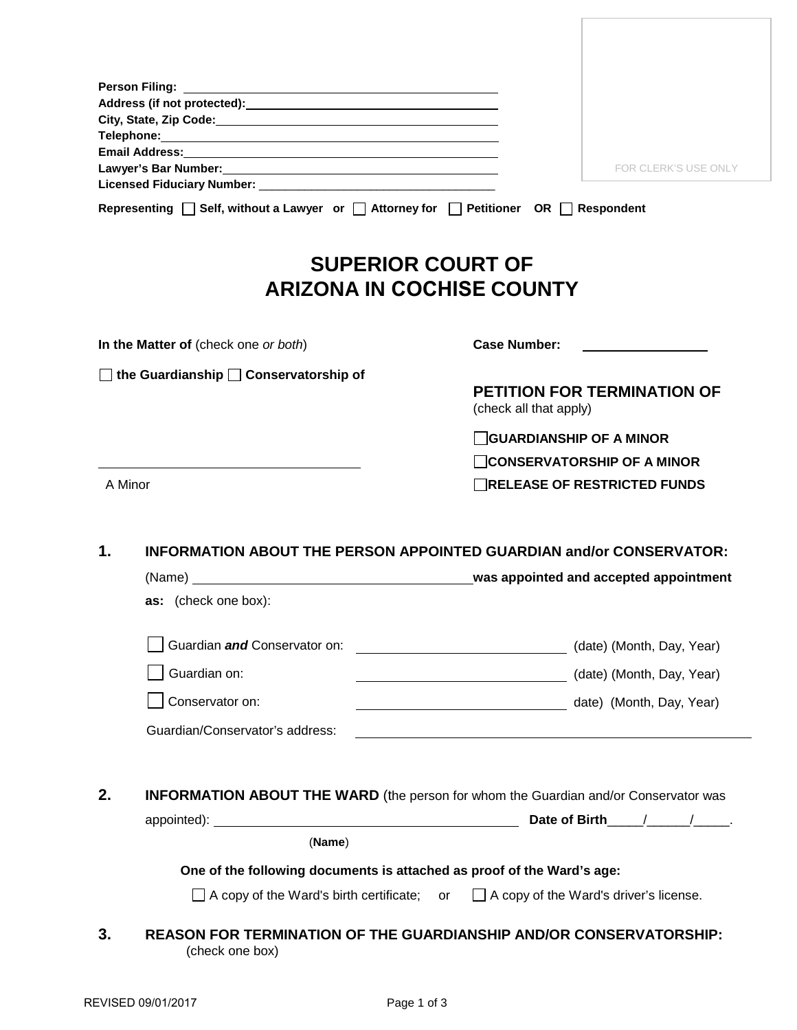**Person Filing:** ______________________________
**Address (if not protected):** ______________________________
**City, State, Zip Code:** ______________________________
**Telephone:** ______________________________
**Email Address:** ______________________________
**Lawyer's Bar Number:** ______________________________
**Licensed Fiduciary Number:** ______________________________

**Representing** ☐ **Self, without a Lawyer or** ☐ **Attorney for** ☐ **Petitioner OR** ☐ **Respondent**

FOR CLERK'S USE ONLY

# SUPERIOR COURT OF ARIZONA IN COCHISE COUNTY

**In the Matter of** (check one *or both*)

☐ **the Guardianship** ☐ **Conservatorship of**

______________________________

A Minor

**Case Number:** ______________

## PETITION FOR TERMINATION OF
(check all that apply)

☐ **GUARDIANSHIP OF A MINOR**

☐ **CONSERVATORSHIP OF A MINOR**

☐ **RELEASE OF RESTRICTED FUNDS**

**1. INFORMATION ABOUT THE PERSON APPOINTED GUARDIAN and/or CONSERVATOR:**

(Name) ______________________________ **was appointed and accepted appointment as:** (check one box):

☐ Guardian ***and*** Conservator on: ______________________ (date) (Month, Day, Year)

☐ Guardian on: ______________________ (date) (Month, Day, Year)

☐ Conservator on: ______________________ date) (Month, Day, Year)

Guardian/Conservator's address: ______________________________

**2. INFORMATION ABOUT THE WARD** (the person for whom the Guardian and/or Conservator was appointed): ______________________________ **Date of Birth**_____/______/_____.

(**Name**)

**One of the following documents is attached as proof of the Ward's age:**

☐ A copy of the Ward's birth certificate; or ☐ A copy of the Ward's driver's license.

**3. REASON FOR TERMINATION OF THE GUARDIANSHIP AND/OR CONSERVATORSHIP:**
(check one box)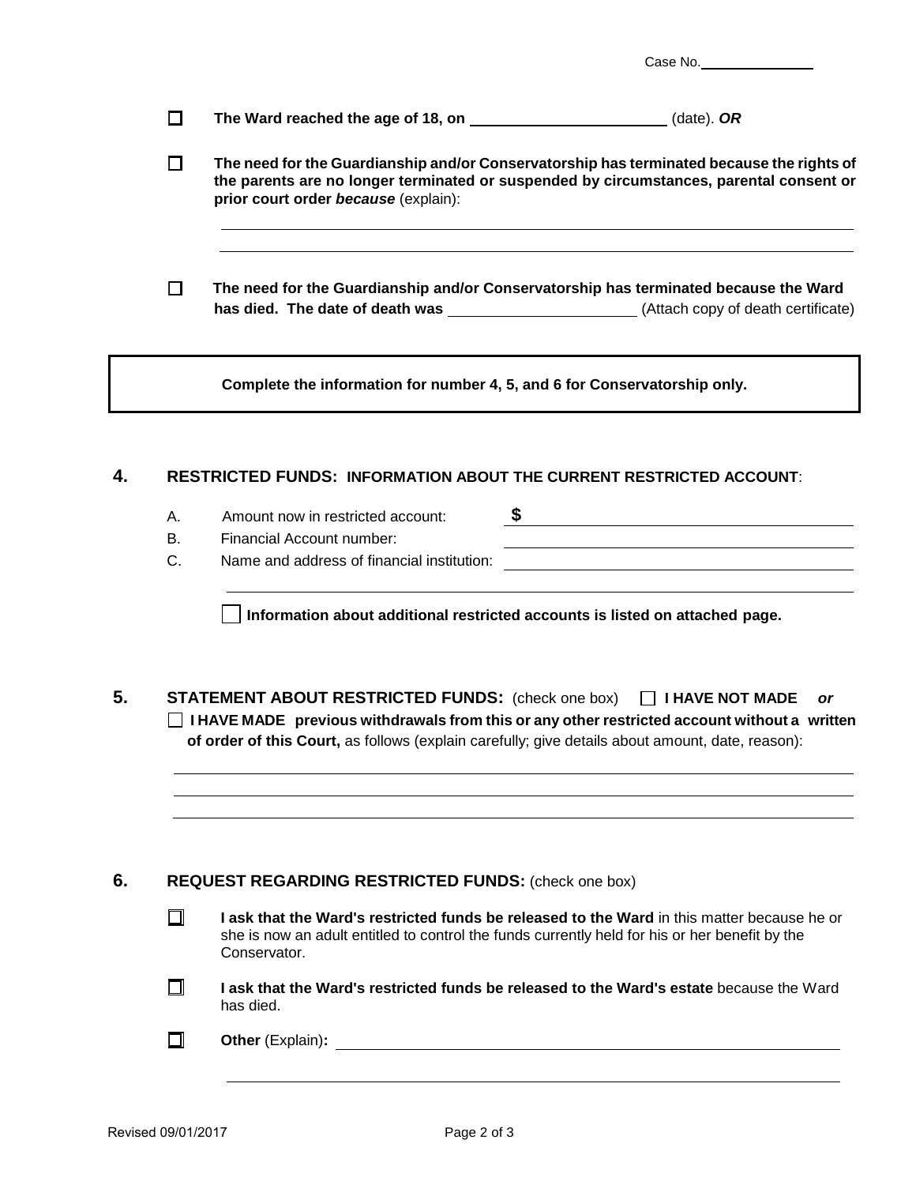Case No. ______________

☐ **The Ward reached the age of 18, on** ______________________ (date). ***OR***

☐ **The need for the Guardianship and/or Conservatorship has terminated because the rights of the parents are no longer terminated or suspended by circumstances, parental consent or prior court order *because*** (explain):

_______________________________________________________________________________

_______________________________________________________________________________

☐ **The need for the Guardianship and/or Conservatorship has terminated because the Ward has died. The date of death was** ______________________ (Attach copy of death certificate)

**Complete the information for number 4, 5, and 6 for Conservatorship only.**

## 4. RESTRICTED FUNDS: INFORMATION ABOUT THE CURRENT RESTRICTED ACCOUNT:

A. Amount now in restricted account: **$** ______________________

B. Financial Account number: ______________________

C. Name and address of financial institution: ______________________

_______________________________________________________________________________

☐ **Information about additional restricted accounts is listed on attached page.**

## 5. STATEMENT ABOUT RESTRICTED FUNDS: (check one box) ☐ I HAVE NOT MADE *or*

☐ **I HAVE MADE previous withdrawals from this or any other restricted account without a written of order of this Court,** as follows (explain carefully; give details about amount, date, reason):

_______________________________________________________________________________

_______________________________________________________________________________

_______________________________________________________________________________

## 6. REQUEST REGARDING RESTRICTED FUNDS: (check one box)

☐ **I ask that the Ward's restricted funds be released to the Ward** in this matter because he or she is now an adult entitled to control the funds currently held for his or her benefit by the Conservator.

☐ **I ask that the Ward's restricted funds be released to the Ward's estate** because the Ward has died.

☐ **Other** (Explain)**:** ______________________________________________________

_______________________________________________________________________________

Revised 09/01/2017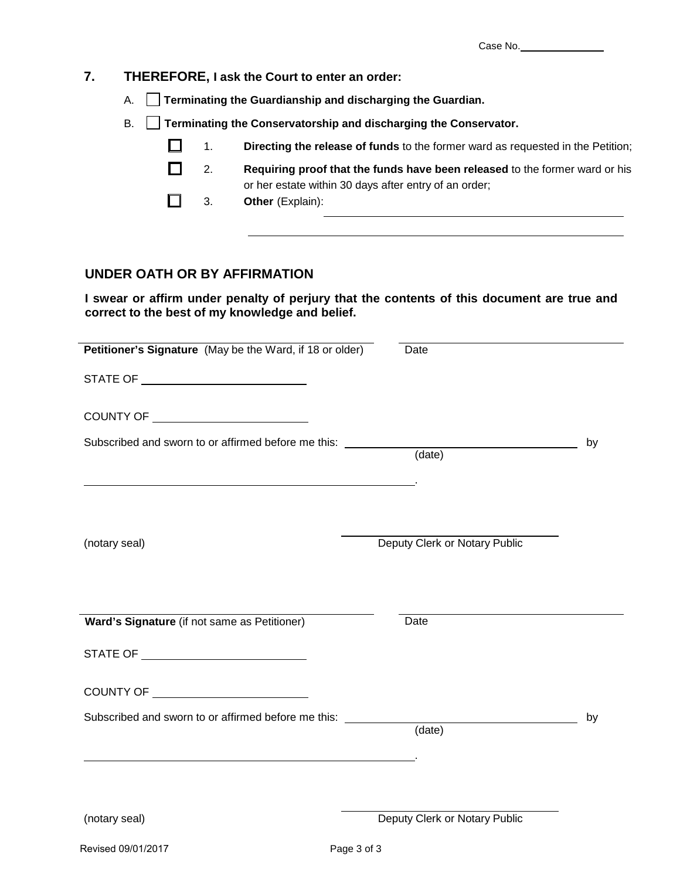Case No. ____________

**7. THEREFORE, I ask the Court to enter an order:**

A. ☐ **Terminating the Guardianship and discharging the Guardian.**

B. ☐ **Terminating the Conservatorship and discharging the Conservator.**

- ☐ 1. **Directing the release of funds** to the former ward as requested in the Petition;
- ☐ 2. **Requiring proof that the funds have been released** to the former ward or his or her estate within 30 days after entry of an order;
- ☐ 3. **Other** (Explain): ____________________________________________

____________________________________________

## UNDER OATH OR BY AFFIRMATION

**I swear or affirm under penalty of perjury that the contents of this document are true and correct to the best of my knowledge and belief.**

____________________________________________ ____________________________

**Petitioner's Signature** (May be the Ward, if 18 or older) Date

STATE OF ____________________________

COUNTY OF ____________________________

Subscribed and sworn to or affirmed before me this: ____________________________ by
(date)

____________________________________________.

(notary seal) ____________________________
Deputy Clerk or Notary Public

____________________________________________ ____________________________

**Ward's Signature** (if not same as Petitioner) Date

STATE OF ____________________________

COUNTY OF ____________________________

Subscribed and sworn to or affirmed before me this: ____________________________ by
(date)

____________________________________________.

(notary seal) ____________________________
Deputy Clerk or Notary Public

Revised 09/01/2017